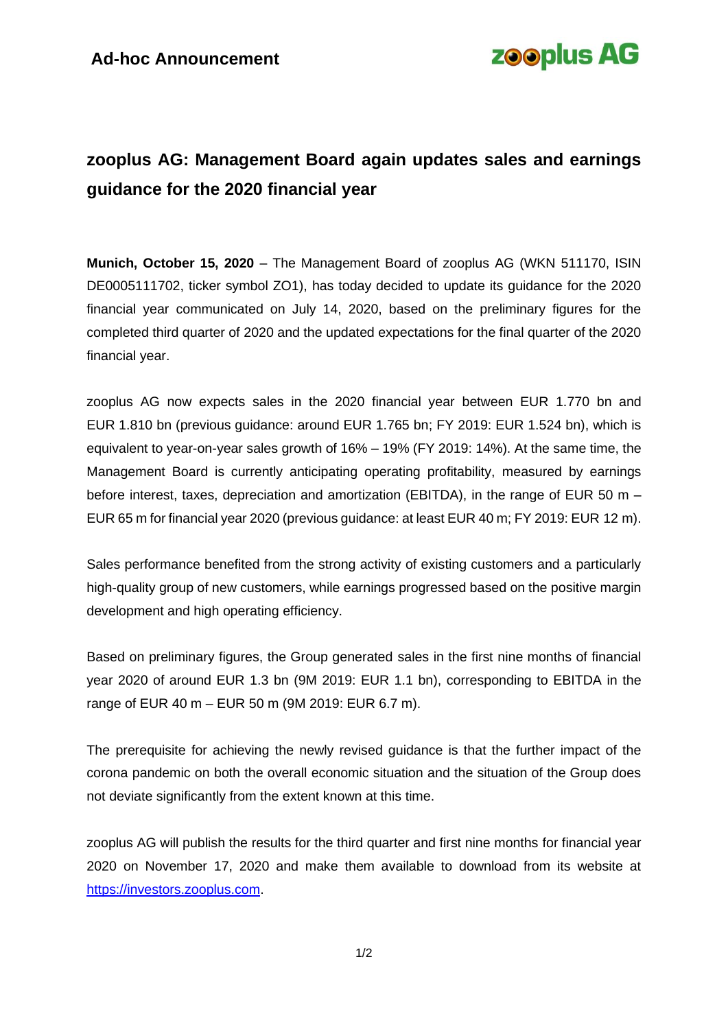**Ad-hoc Announcement**

**zooplus AG**

# zooplus AG: Management Board again updates sales and earnings guidance for the 2020 financial year

**Munich, October 15, 2020** – The Management Board of zooplus AG (WKN 511170, ISIN DE0005111702, ticker symbol ZO1), has today decided to update its guidance for the 2020 financial year communicated on July 14, 2020, based on the preliminary figures for the completed third quarter of 2020 and the updated expectations for the final quarter of the 2020 financial year.

zooplus AG now expects sales in the 2020 financial year between EUR 1.770 bn and EUR 1.810 bn (previous guidance: around EUR 1.765 bn; FY 2019: EUR 1.524 bn), which is equivalent to year-on-year sales growth of 16% – 19% (FY 2019: 14%). At the same time, the Management Board is currently anticipating operating profitability, measured by earnings before interest, taxes, depreciation and amortization (EBITDA), in the range of EUR 50 m – EUR 65 m for financial year 2020 (previous guidance: at least EUR 40 m; FY 2019: EUR 12 m).

Sales performance benefited from the strong activity of existing customers and a particularly high-quality group of new customers, while earnings progressed based on the positive margin development and high operating efficiency.

Based on preliminary figures, the Group generated sales in the first nine months of financial year 2020 of around EUR 1.3 bn (9M 2019: EUR 1.1 bn), corresponding to EBITDA in the range of EUR 40 m – EUR 50 m (9M 2019: EUR 6.7 m).

The prerequisite for achieving the newly revised guidance is that the further impact of the corona pandemic on both the overall economic situation and the situation of the Group does not deviate significantly from the extent known at this time.

zooplus AG will publish the results for the third quarter and first nine months for financial year 2020 on November 17, 2020 and make them available to download from its website at https://investors.zooplus.com.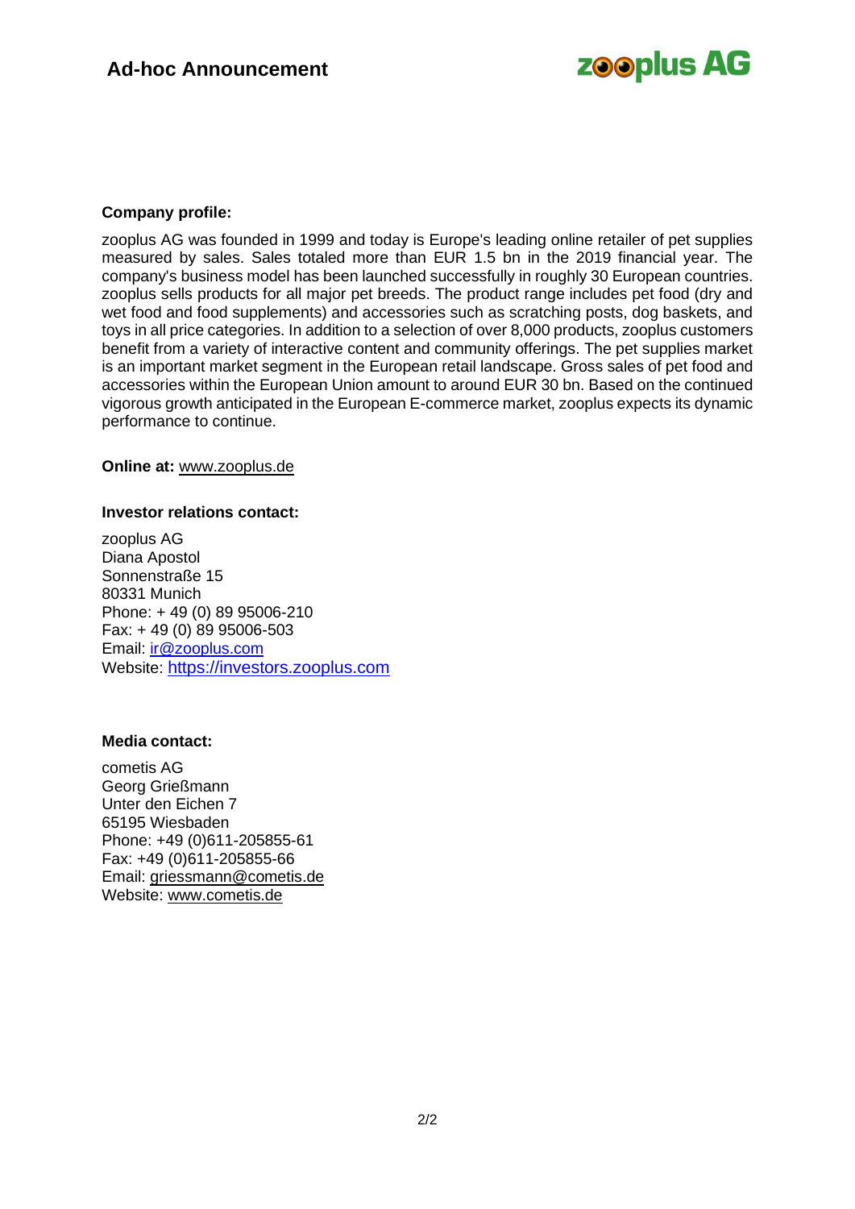**Company profile:**

zooplus AG was founded in 1999 and today is Europe's leading online retailer of pet supplies measured by sales. Sales totaled more than EUR 1.5 bn in the 2019 financial year. The company's business model has been launched successfully in roughly 30 European countries. zooplus sells products for all major pet breeds. The product range includes pet food (dry and wet food and food supplements) and accessories such as scratching posts, dog baskets, and toys in all price categories. In addition to a selection of over 8,000 products, zooplus customers benefit from a variety of interactive content and community offerings. The pet supplies market is an important market segment in the European retail landscape. Gross sales of pet food and accessories within the European Union amount to around EUR 30 bn. Based on the continued vigorous growth anticipated in the European E-commerce market, zooplus expects its dynamic performance to continue.

**Online at:** www.zooplus.de

**Investor relations contact:**

zooplus AG  
Diana Apostol  
Sonnenstraße 15  
80331 Munich  
Phone: + 49 (0) 89 95006-210  
Fax: + 49 (0) 89 95006-503  
Email: ir@zooplus.com  
Website: https://investors.zooplus.com

**Media contact:**

cometis AG  
Georg Grießmann  
Unter den Eichen 7  
65195 Wiesbaden  
Phone: +49 (0)611-205855-61  
Fax: +49 (0)611-205855-66  
Email: griessmann@cometis.de  
Website: www.cometis.de